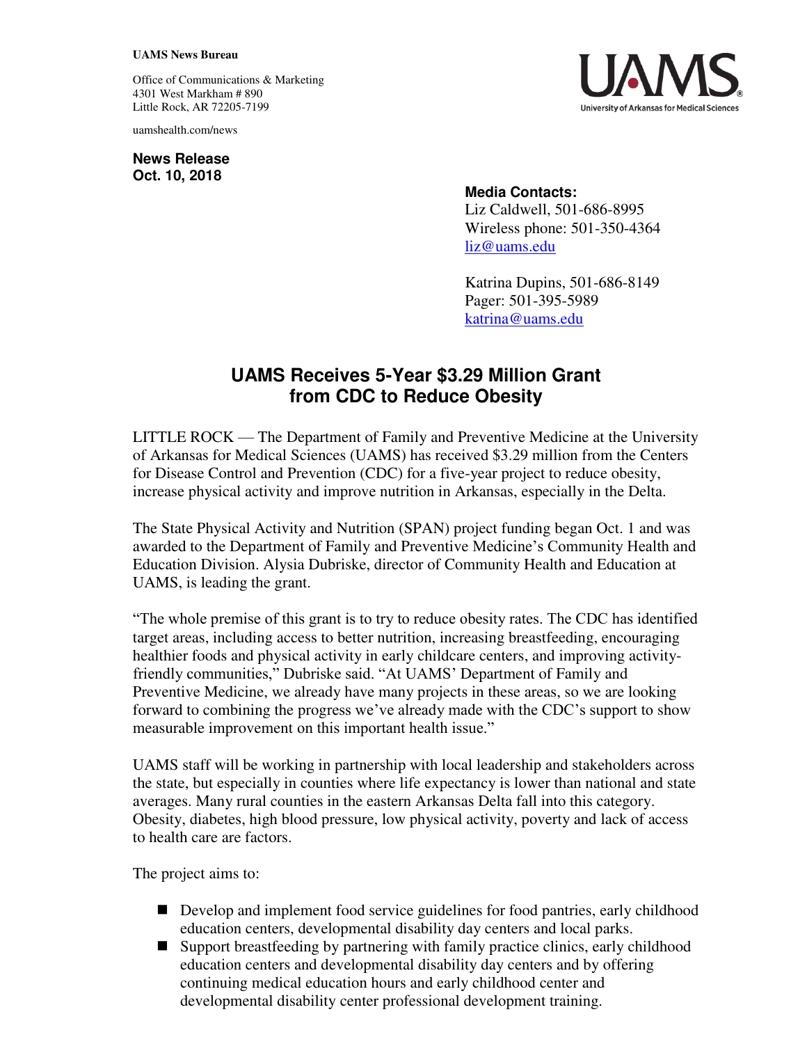**UAMS News Bureau**

Office of Communications & Marketing
4301 West Markham # 890
Little Rock, AR 72205-7199

uamshealth.com/news

**News Release**
**Oct. 10, 2018**

**Media Contacts:**
Liz Caldwell, 501-686-8995
Wireless phone: 501-350-4364
liz@uams.edu

Katrina Dupins, 501-686-8149
Pager: 501-395-5989
katrina@uams.edu

# UAMS Receives 5-Year $3.29 Million Grant from CDC to Reduce Obesity

LITTLE ROCK — The Department of Family and Preventive Medicine at the University of Arkansas for Medical Sciences (UAMS) has received $3.29 million from the Centers for Disease Control and Prevention (CDC) for a five-year project to reduce obesity, increase physical activity and improve nutrition in Arkansas, especially in the Delta.

The State Physical Activity and Nutrition (SPAN) project funding began Oct. 1 and was awarded to the Department of Family and Preventive Medicine's Community Health and Education Division. Alysia Dubriske, director of Community Health and Education at UAMS, is leading the grant.

"The whole premise of this grant is to try to reduce obesity rates. The CDC has identified target areas, including access to better nutrition, increasing breastfeeding, encouraging healthier foods and physical activity in early childcare centers, and improving activity-friendly communities," Dubriske said. "At UAMS' Department of Family and Preventive Medicine, we already have many projects in these areas, so we are looking forward to combining the progress we've already made with the CDC's support to show measurable improvement on this important health issue."

UAMS staff will be working in partnership with local leadership and stakeholders across the state, but especially in counties where life expectancy is lower than national and state averages. Many rural counties in the eastern Arkansas Delta fall into this category. Obesity, diabetes, high blood pressure, low physical activity, poverty and lack of access to health care are factors.

The project aims to:

- Develop and implement food service guidelines for food pantries, early childhood education centers, developmental disability day centers and local parks.
- Support breastfeeding by partnering with family practice clinics, early childhood education centers and developmental disability day centers and by offering continuing medical education hours and early childhood center and developmental disability center professional development training.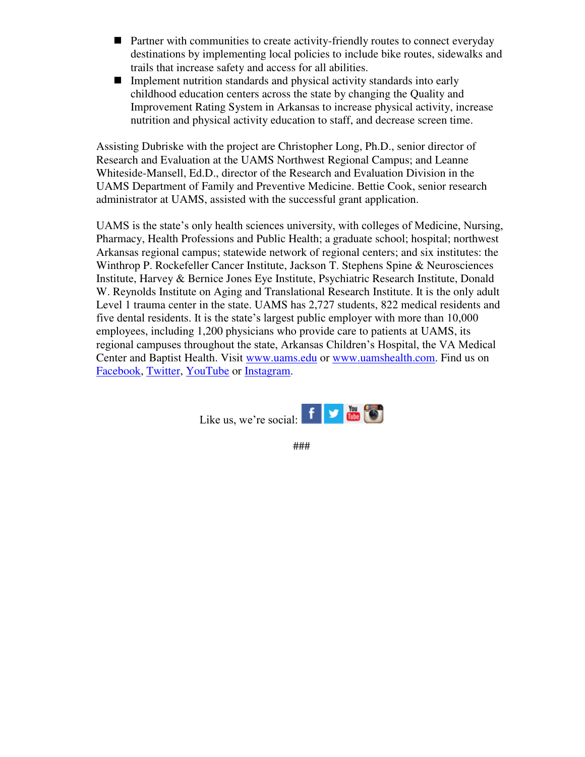- Partner with communities to create activity-friendly routes to connect everyday destinations by implementing local policies to include bike routes, sidewalks and trails that increase safety and access for all abilities.
- Implement nutrition standards and physical activity standards into early childhood education centers across the state by changing the Quality and Improvement Rating System in Arkansas to increase physical activity, increase nutrition and physical activity education to staff, and decrease screen time.

Assisting Dubriske with the project are Christopher Long, Ph.D., senior director of Research and Evaluation at the UAMS Northwest Regional Campus; and Leanne Whiteside-Mansell, Ed.D., director of the Research and Evaluation Division in the UAMS Department of Family and Preventive Medicine. Bettie Cook, senior research administrator at UAMS, assisted with the successful grant application.

UAMS is the state's only health sciences university, with colleges of Medicine, Nursing, Pharmacy, Health Professions and Public Health; a graduate school; hospital; northwest Arkansas regional campus; statewide network of regional centers; and six institutes: the Winthrop P. Rockefeller Cancer Institute, Jackson T. Stephens Spine & Neurosciences Institute, Harvey & Bernice Jones Eye Institute, Psychiatric Research Institute, Donald W. Reynolds Institute on Aging and Translational Research Institute. It is the only adult Level 1 trauma center in the state. UAMS has 2,727 students, 822 medical residents and five dental residents. It is the state's largest public employer with more than 10,000 employees, including 1,200 physicians who provide care to patients at UAMS, its regional campuses throughout the state, Arkansas Children's Hospital, the VA Medical Center and Baptist Health. Visit www.uams.edu or www.uamshealth.com. Find us on Facebook, Twitter, YouTube or Instagram.

Like us, we're social:

###